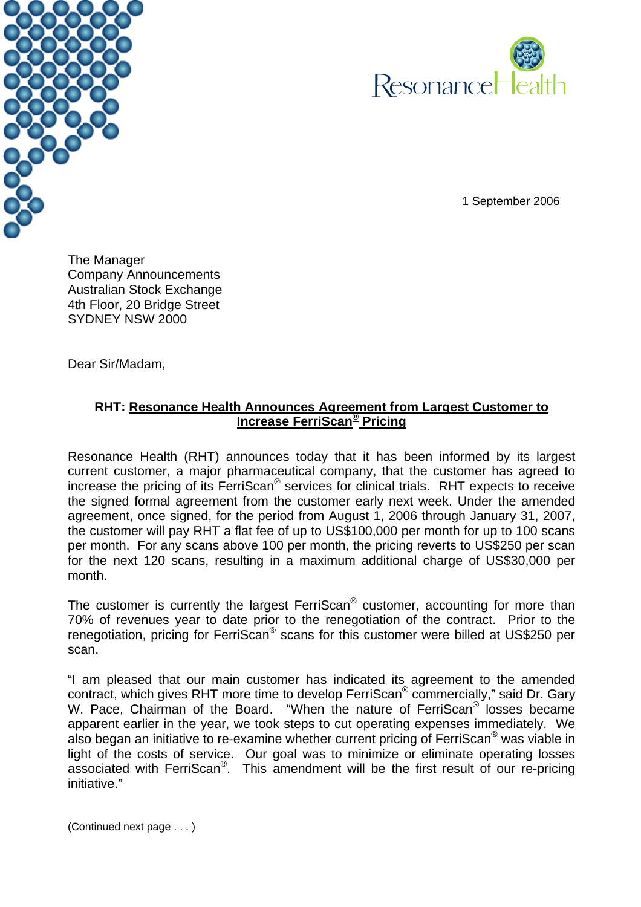1 September 2006

The Manager
Company Announcements
Australian Stock Exchange
4th Floor, 20 Bridge Street
SYDNEY NSW 2000

Dear Sir/Madam,

**RHT: Resonance Health Announces Agreement from Largest Customer to Increase FerriScan® Pricing**

Resonance Health (RHT) announces today that it has been informed by its largest current customer, a major pharmaceutical company, that the customer has agreed to increase the pricing of its FerriScan® services for clinical trials. RHT expects to receive the signed formal agreement from the customer early next week. Under the amended agreement, once signed, for the period from August 1, 2006 through January 31, 2007, the customer will pay RHT a flat fee of up to US$100,000 per month for up to 100 scans per month. For any scans above 100 per month, the pricing reverts to US$250 per scan for the next 120 scans, resulting in a maximum additional charge of US$30,000 per month.

The customer is currently the largest FerriScan® customer, accounting for more than 70% of revenues year to date prior to the renegotiation of the contract. Prior to the renegotiation, pricing for FerriScan® scans for this customer were billed at US$250 per scan.

"I am pleased that our main customer has indicated its agreement to the amended contract, which gives RHT more time to develop FerriScan® commercially," said Dr. Gary W. Pace, Chairman of the Board. "When the nature of FerriScan® losses became apparent earlier in the year, we took steps to cut operating expenses immediately. We also began an initiative to re-examine whether current pricing of FerriScan® was viable in light of the costs of service. Our goal was to minimize or eliminate operating losses associated with FerriScan®. This amendment will be the first result of our re-pricing initiative."

(Continued next page . . . )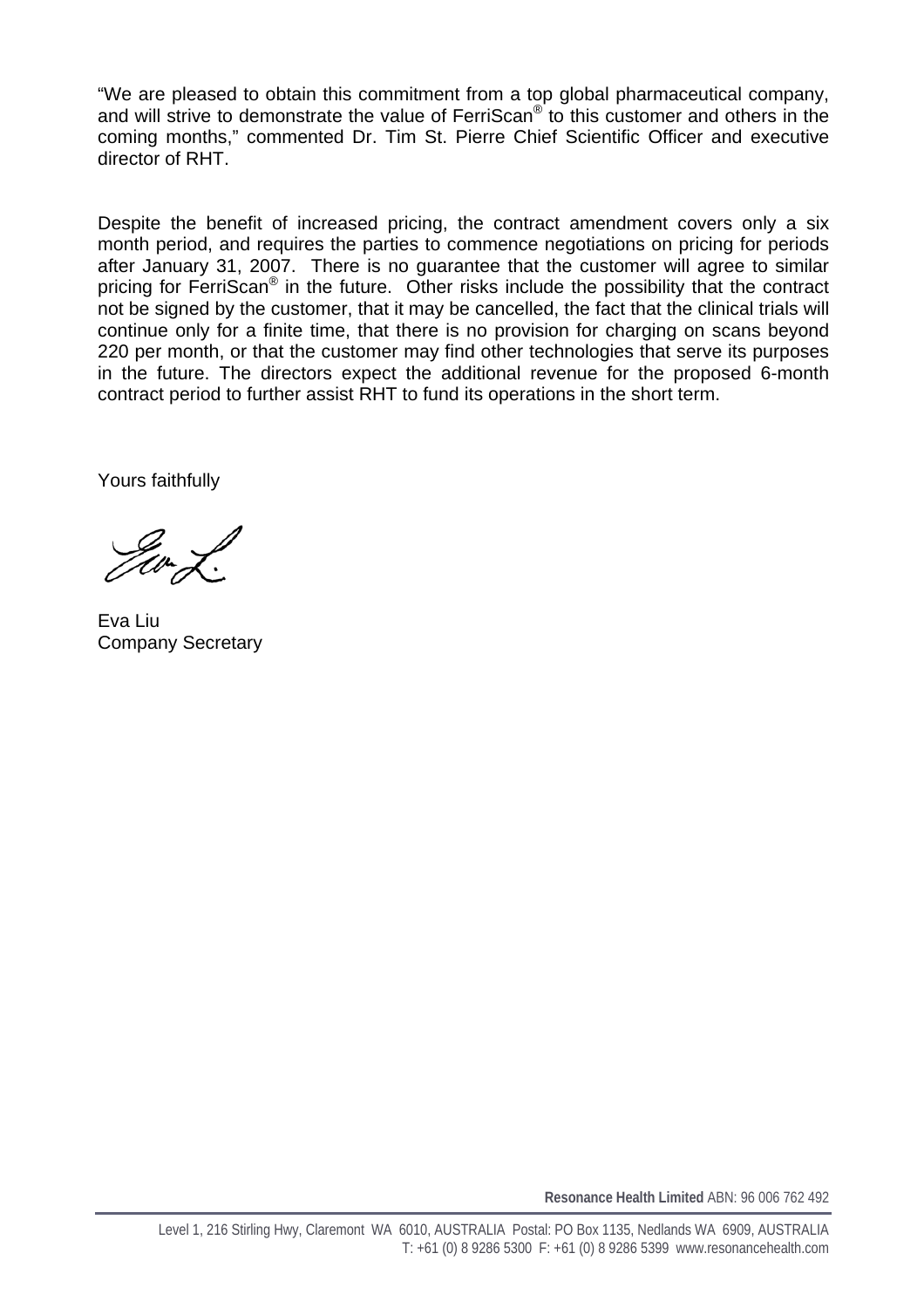"We are pleased to obtain this commitment from a top global pharmaceutical company, and will strive to demonstrate the value of FerriScan® to this customer and others in the coming months," commented Dr. Tim St. Pierre Chief Scientific Officer and executive director of RHT.

Despite the benefit of increased pricing, the contract amendment covers only a six month period, and requires the parties to commence negotiations on pricing for periods after January 31, 2007. There is no guarantee that the customer will agree to similar pricing for FerriScan® in the future. Other risks include the possibility that the contract not be signed by the customer, that it may be cancelled, the fact that the clinical trials will continue only for a finite time, that there is no provision for charging on scans beyond 220 per month, or that the customer may find other technologies that serve its purposes in the future. The directors expect the additional revenue for the proposed 6-month contract period to further assist RHT to fund its operations in the short term.

Yours faithfully

Eva Liu
Company Secretary

**Resonance Health Limited** ABN: 96 006 762 492

Level 1, 216 Stirling Hwy, Claremont WA 6010, AUSTRALIA Postal: PO Box 1135, Nedlands WA 6909, AUSTRALIA
T: +61 (0) 8 9286 5300 F: +61 (0) 8 9286 5399 www.resonancehealth.com